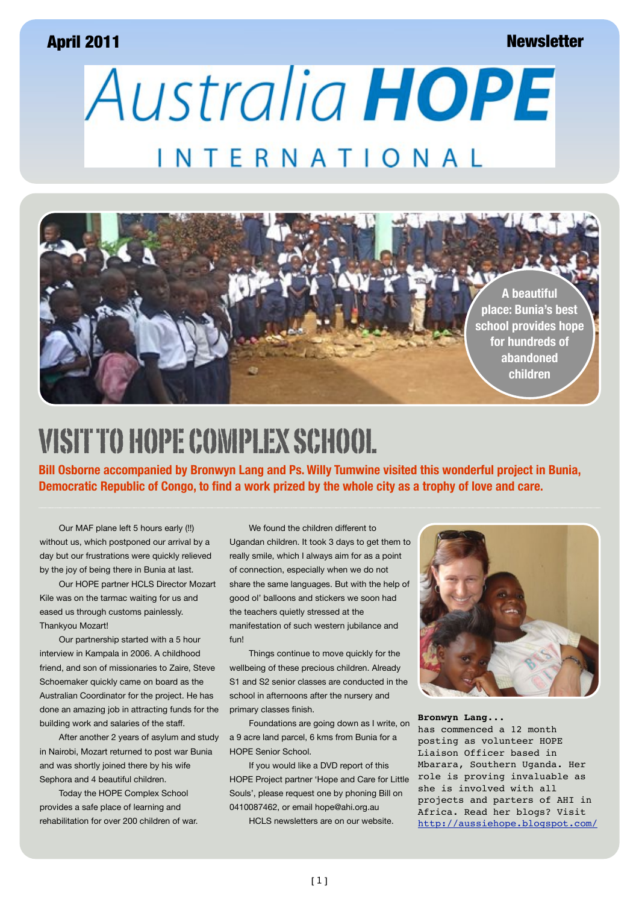April 2011 Newsletter

# Australia HOPE INTERNATIONAL

A beautiful place: Bunia's best school provides hope for hundreds of abandoned children

## VISIT TO HOPE COMPLEX SCHOOL

**Bill Osborne accompanied by Bronwyn Lang and Ps. Willy Tumwine visited this wonderful project in Bunia, Democratic Republic of Congo, to find a work prized by the whole city as a trophy of love and care.**

Our MAF plane left 5 hours early (!!) without us, which postponed our arrival by a day but our frustrations were quickly relieved by the joy of being there in Bunia at last.

Our HOPE partner HCLS Director Mozart Kile was on the tarmac waiting for us and eased us through customs painlessly. Thankyou Mozart!

Our partnership started with a 5 hour interview in Kampala in 2006. A childhood friend, and son of missionaries to Zaire, Steve Schoemaker quickly came on board as the Australian Coordinator for the project. He has done an amazing job in attracting funds for the building work and salaries of the staff.

After another 2 years of asylum and study in Nairobi, Mozart returned to post war Bunia and was shortly joined there by his wife Sephora and 4 beautiful children.

Today the HOPE Complex School provides a safe place of learning and rehabilitation for over 200 children of war.

We found the children different to Ugandan children. It took 3 days to get them to really smile, which I always aim for as a point of connection, especially when we do not share the same languages. But with the help of good ol' balloons and stickers we soon had the teachers quietly stressed at the manifestation of such western jubilance and fun!

Things continue to move quickly for the wellbeing of these precious children. Already S1 and S2 senior classes are conducted in the school in afternoons after the nursery and primary classes finish.

Foundations are going down as I write, on a 9 acre land parcel, 6 kms from Bunia for a HOPE Senior School.

If you would like a DVD report of this HOPE Project partner 'Hope and Care for Little Souls', please request one by phoning Bill on 0410087462, or email hope@ahi.org.au

HCLS newsletters are on our website.

**Bronwyn Lang...** has commenced a 12 month posting as volunteer HOPE Liaison Officer based in Mbarara, Southern Uganda. Her role is proving invaluable as she is involved with all projects and parters of AHI in Africa. Read her blogs? Visit http://aussiehope.blogspot.com/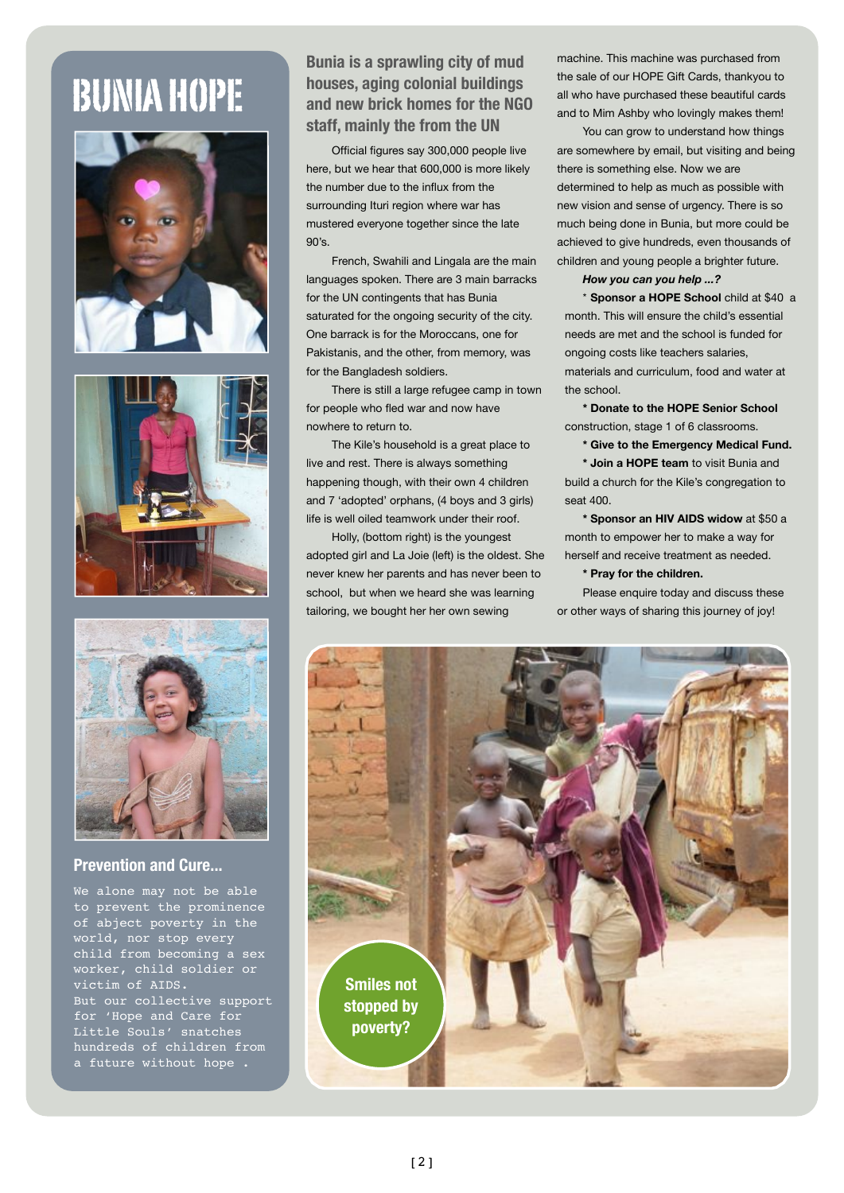# BUNIA HOPE

## Prevention and Cure...

We alone may not be able to prevent the prominence of abject poverty in the world, nor stop every child from becoming a sex worker, child soldier or victim of AIDS.
But our collective support for 'Hope and Care for Little Souls' snatches hundreds of children from a future without hope .

## Bunia is a sprawling city of mud houses, aging colonial buildings and new brick homes for the NGO staff, mainly the from the UN

Official figures say 300,000 people live here, but we hear that 600,000 is more likely the number due to the influx from the surrounding Ituri region where war has mustered everyone together since the late 90's.

French, Swahili and Lingala are the main languages spoken. There are 3 main barracks for the UN contingents that has Bunia saturated for the ongoing security of the city. One barrack is for the Moroccans, one for Pakistanis, and the other, from memory, was for the Bangladesh soldiers.

There is still a large refugee camp in town for people who fled war and now have nowhere to return to.

The Kile's household is a great place to live and rest. There is always something happening though, with their own 4 children and 7 'adopted' orphans, (4 boys and 3 girls) life is well oiled teamwork under their roof.

Holly, (bottom right) is the youngest adopted girl and La Joie (left) is the oldest. She never knew her parents and has never been to school, but when we heard she was learning tailoring, we bought her her own sewing machine. This machine was purchased from the sale of our HOPE Gift Cards, thankyou to all who have purchased these beautiful cards and to Mim Ashby who lovingly makes them!

You can grow to understand how things are somewhere by email, but visiting and being there is something else. Now we are determined to help as much as possible with new vision and sense of urgency. There is so much being done in Bunia, but more could be achieved to give hundreds, even thousands of children and young people a brighter future.

***How you can you help ...?***

* **Sponsor a HOPE School** child at $40 a month. This will ensure the child's essential needs are met and the school is funded for ongoing costs like teachers salaries, materials and curriculum, food and water at the school.
* **Donate to the HOPE Senior School** construction, stage 1 of 6 classrooms.
* **Give to the Emergency Medical Fund.**
* **Join a HOPE team** to visit Bunia and build a church for the Kile's congregation to seat 400.
* **Sponsor an HIV AIDS widow** at $50 a month to empower her to make a way for herself and receive treatment as needed.
* **Pray for the children.**

Please enquire today and discuss these or other ways of sharing this journey of joy!

**Smiles not stopped by poverty?**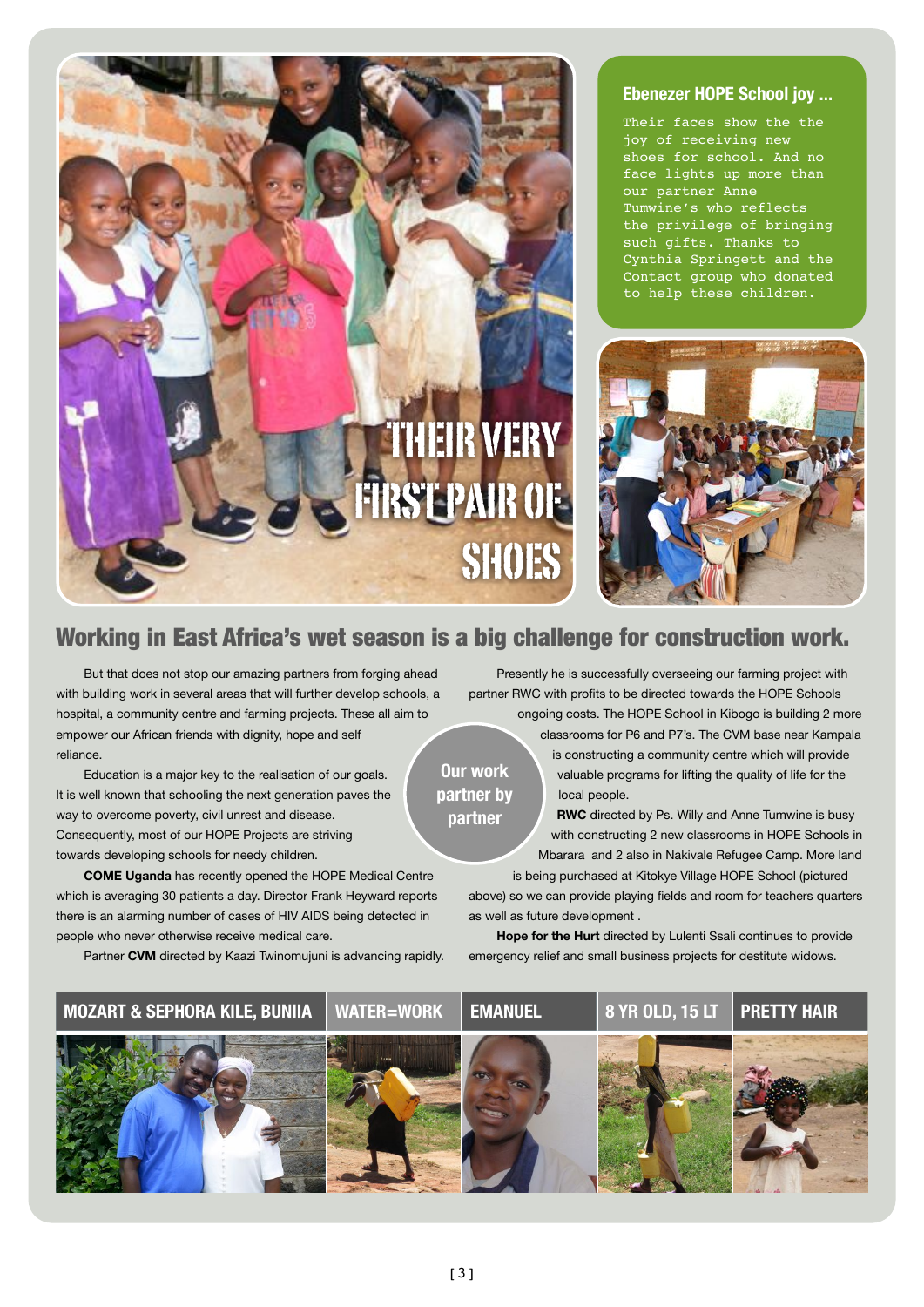# THEIR VERY FIRST PAIR OF SHOES

## Ebenezer HOPE School joy ...

Their faces show the the joy of receiving new shoes for school. And no face lights up more than our partner Anne Tumwine's who reflects the privilege of bringing such gifts. Thanks to Cynthia Springett and the Contact group who donated to help these children.

## Working in East Africa's wet season is a big challenge for construction work.

**Our work partner by partner**

But that does not stop our amazing partners from forging ahead with building work in several areas that will further develop schools, a hospital, a community centre and farming projects. These all aim to empower our African friends with dignity, hope and self reliance.

Education is a major key to the realisation of our goals. It is well known that schooling the next generation paves the way to overcome poverty, civil unrest and disease. Consequently, most of our HOPE Projects are striving towards developing schools for needy children.

**COME Uganda** has recently opened the HOPE Medical Centre which is averaging 30 patients a day. Director Frank Heyward reports there is an alarming number of cases of HIV AIDS being detected in people who never otherwise receive medical care.

Partner **CVM** directed by Kaazi Twinomujuni is advancing rapidly. Presently he is successfully overseeing our farming project with partner RWC with profits to be directed towards the HOPE Schools ongoing costs. The HOPE School in Kibogo is building 2 more classrooms for P6 and P7's. The CVM base near Kampala is constructing a community centre which will provide valuable programs for lifting the quality of life for the local people.

**RWC** directed by Ps. Willy and Anne Tumwine is busy with constructing 2 new classrooms in HOPE Schools in Mbarara and 2 also in Nakivale Refugee Camp. More land is being purchased at Kitokye Village HOPE School (pictured above) so we can provide playing fields and room for teachers quarters as well as future development .

**Hope for the Hurt** directed by Lulenti Ssali continues to provide emergency relief and small business projects for destitute widows.

MOZART & SEPHORA KILE, BUNIIA

WATER=WORK

EMANUEL

8 YR OLD, 15 LT

PRETTY HAIR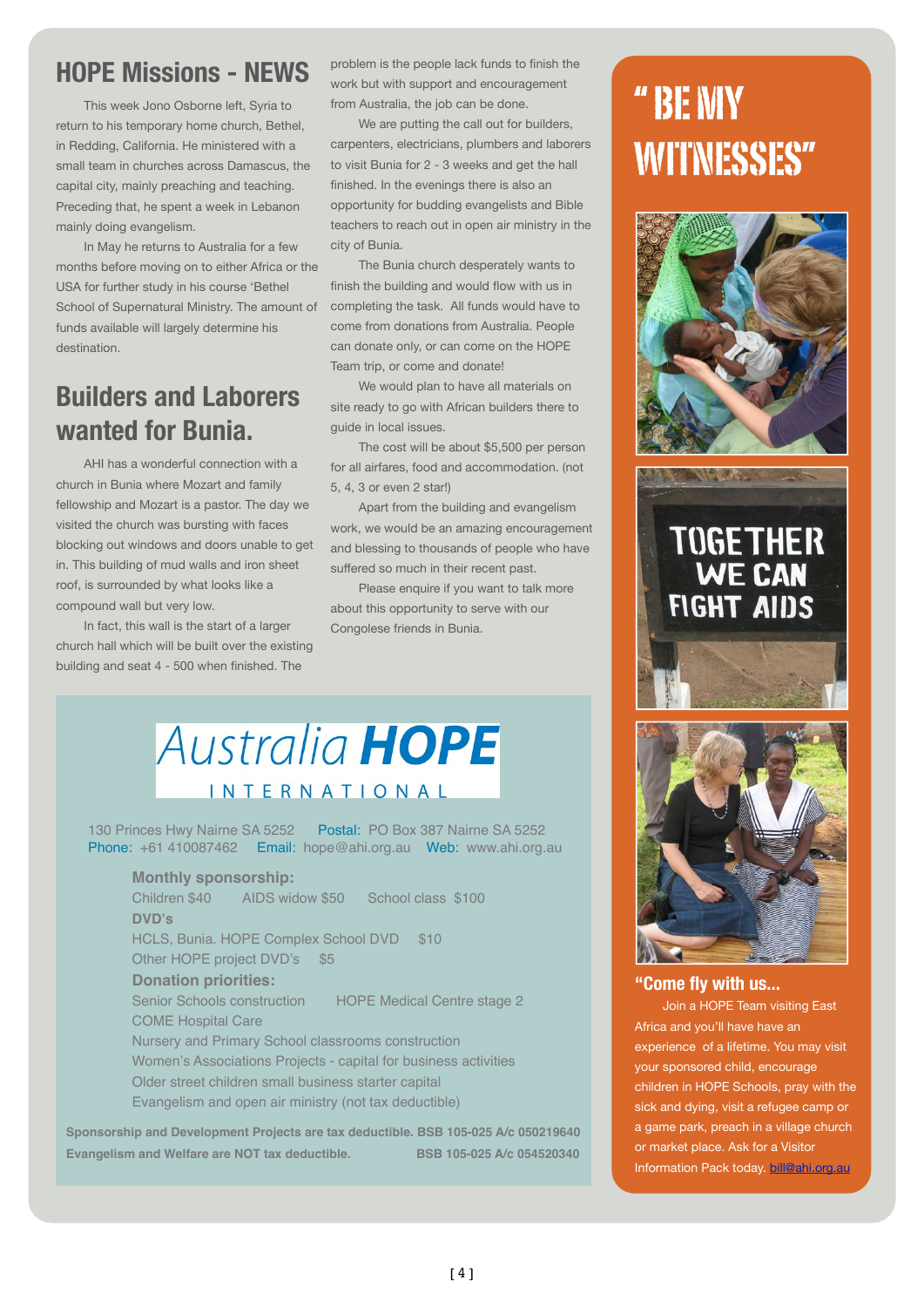## HOPE Missions - NEWS

This week Jono Osborne left, Syria to return to his temporary home church, Bethel, in Redding, California. He ministered with a small team in churches across Damascus, the capital city, mainly preaching and teaching. Preceding that, he spent a week in Lebanon mainly doing evangelism.

In May he returns to Australia for a few months before moving on to either Africa or the USA for further study in his course 'Bethel School of Supernatural Ministry. The amount of funds available will largely determine his destination.

## Builders and Laborers wanted for Bunia.

AHI has a wonderful connection with a church in Bunia where Mozart and family fellowship and Mozart is a pastor. The day we visited the church was bursting with faces blocking out windows and doors unable to get in. This building of mud walls and iron sheet roof, is surrounded by what looks like a compound wall but very low.

In fact, this wall is the start of a larger church hall which will be built over the existing building and seat 4 - 500 when finished. The problem is the people lack funds to finish the work but with support and encouragement from Australia, the job can be done.

We are putting the call out for builders, carpenters, electricians, plumbers and laborers to visit Bunia for 2 - 3 weeks and get the hall finished. In the evenings there is also an opportunity for budding evangelists and Bible teachers to reach out in open air ministry in the city of Bunia.

The Bunia church desperately wants to finish the building and would flow with us in completing the task. All funds would have to come from donations from Australia. People can donate only, or can come on the HOPE Team trip, or come and donate!

We would plan to have all materials on site ready to go with African builders there to guide in local issues.

The cost will be about $5,500 per person for all airfares, food and accommodation. (not 5, 4, 3 or even 2 star!)

Apart from the building and evangelism work, we would be an amazing encouragement and blessing to thousands of people who have suffered so much in their recent past.

Please enquire if you want to talk more about this opportunity to serve with our Congolese friends in Bunia.

## Australia HOPE INTERNATIONAL

130 Princes Hwy Nairne SA 5252 Postal: PO Box 387 Nairne SA 5252
Phone: +61 410087462 Email: hope@ahi.org.au Web: www.ahi.org.au

**Monthly sponsorship:**
Children $40 AIDS widow $50 School class $100

**DVD's**
HCLS, Bunia. HOPE Complex School DVD $10
Other HOPE project DVD's $5

**Donation priorities:**
Senior Schools construction HOPE Medical Centre stage 2
COME Hospital Care
Nursery and Primary School classrooms construction
Women's Associations Projects - capital for business activities
Older street children small business starter capital
Evangelism and open air ministry (not tax deductible)

**Sponsorship and Development Projects are tax deductible. BSB 105-025 A/c 050219640**
**Evangelism and Welfare are NOT tax deductible. BSB 105-025 A/c 054520340**

## " BE MY WITNESSES"

### "Come fly with us...

Join a HOPE Team visiting East Africa and you'll have have an experience of a lifetime. You may visit your sponsored child, encourage children in HOPE Schools, pray with the sick and dying, visit a refugee camp or a game park, preach in a village church or market place. Ask for a Visitor Information Pack today. bill@ahi.org.au